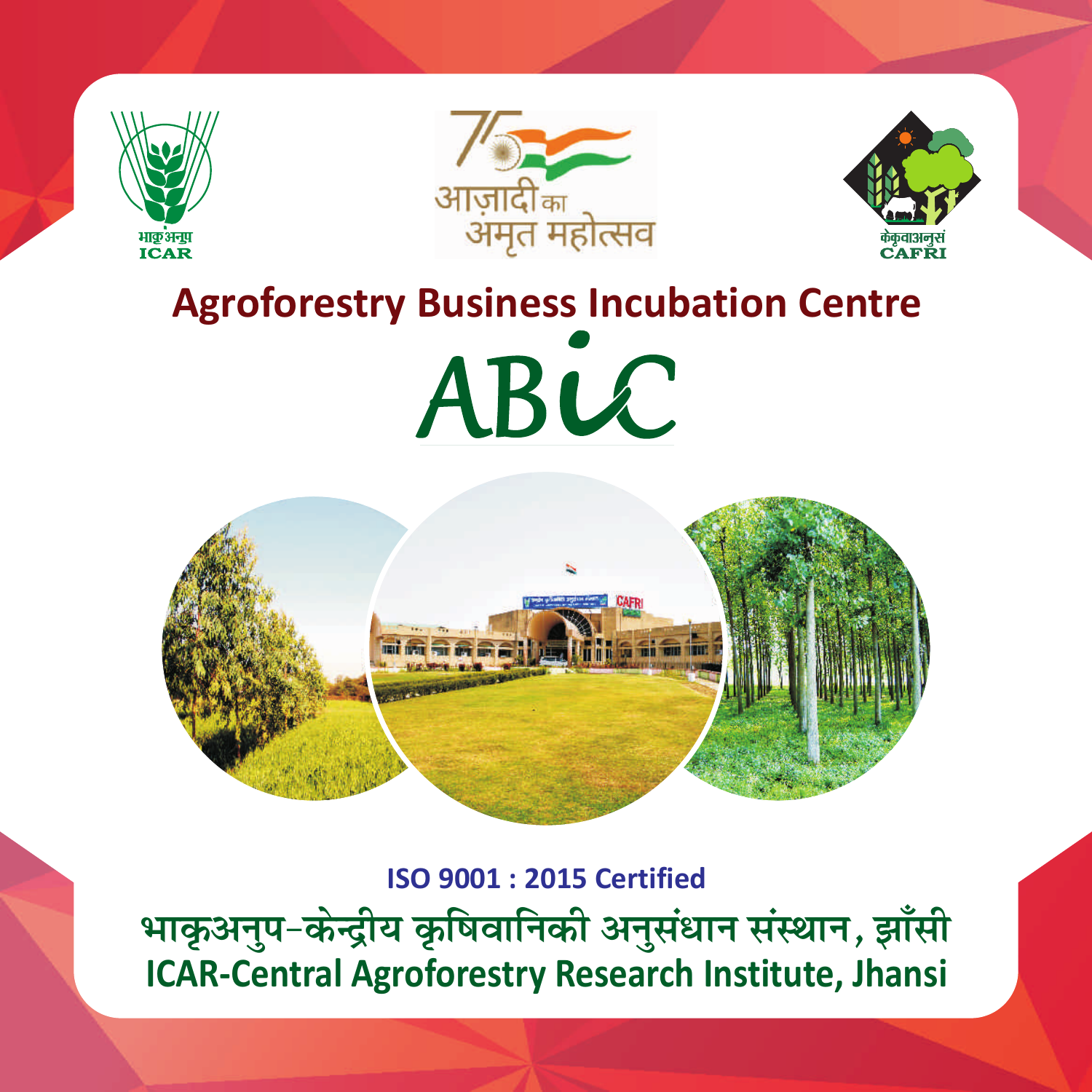भाकृअनुप
ICAR

आज़ादी का अमृत महोत्सव

केकृवाअनुसं
CAFRI

# Agroforestry Business Incubation Centre

# ABiC

**ISO 9001 : 2015 Certified**

**भाकृअनुप-केन्द्रीय कृषिवानिकी अनुसंधान संस्थान, झाँसी**

**ICAR-Central Agroforestry Research Institute, Jhansi**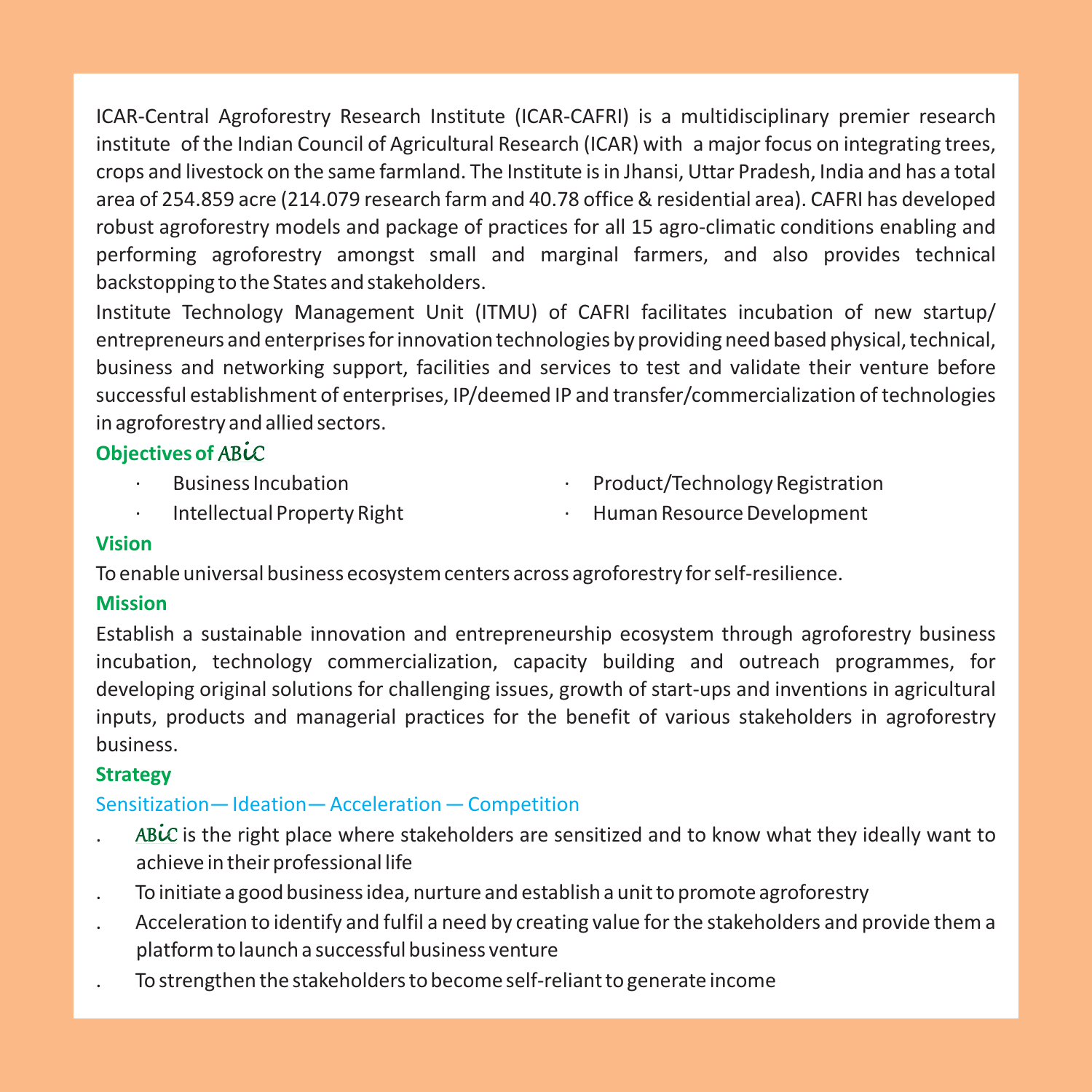ICAR-Central Agroforestry Research Institute (ICAR-CAFRI) is a multidisciplinary premier research institute of the Indian Council of Agricultural Research (ICAR) with a major focus on integrating trees, crops and livestock on the same farmland. The Institute is in Jhansi, Uttar Pradesh, India and has a total area of 254.859 acre (214.079 research farm and 40.78 office & residential area). CAFRI has developed robust agroforestry models and package of practices for all 15 agro-climatic conditions enabling and performing agroforestry amongst small and marginal farmers, and also provides technical backstopping to the States and stakeholders.

Institute Technology Management Unit (ITMU) of CAFRI facilitates incubation of new startup/ entrepreneurs and enterprises for innovation technologies by providing need based physical, technical, business and networking support, facilities and services to test and validate their venture before successful establishment of enterprises, IP/deemed IP and transfer/commercialization of technologies in agroforestry and allied sectors.

**Objectives of ABiC**

- Business Incubation
- Intellectual Property Right
- Product/Technology Registration
- Human Resource Development

**Vision**

To enable universal business ecosystem centers across agroforestry for self-resilience.

**Mission**

Establish a sustainable innovation and entrepreneurship ecosystem through agroforestry business incubation, technology commercialization, capacity building and outreach programmes, for developing original solutions for challenging issues, growth of start-ups and inventions in agricultural inputs, products and managerial practices for the benefit of various stakeholders in agroforestry business.

**Strategy**

Sensitization— Ideation— Acceleration — Competition

- ABiC is the right place where stakeholders are sensitized and to know what they ideally want to achieve in their professional life
- To initiate a good business idea, nurture and establish a unit to promote agroforestry
- Acceleration to identify and fulfil a need by creating value for the stakeholders and provide them a platform to launch a successful business venture
- To strengthen the stakeholders to become self-reliant to generate income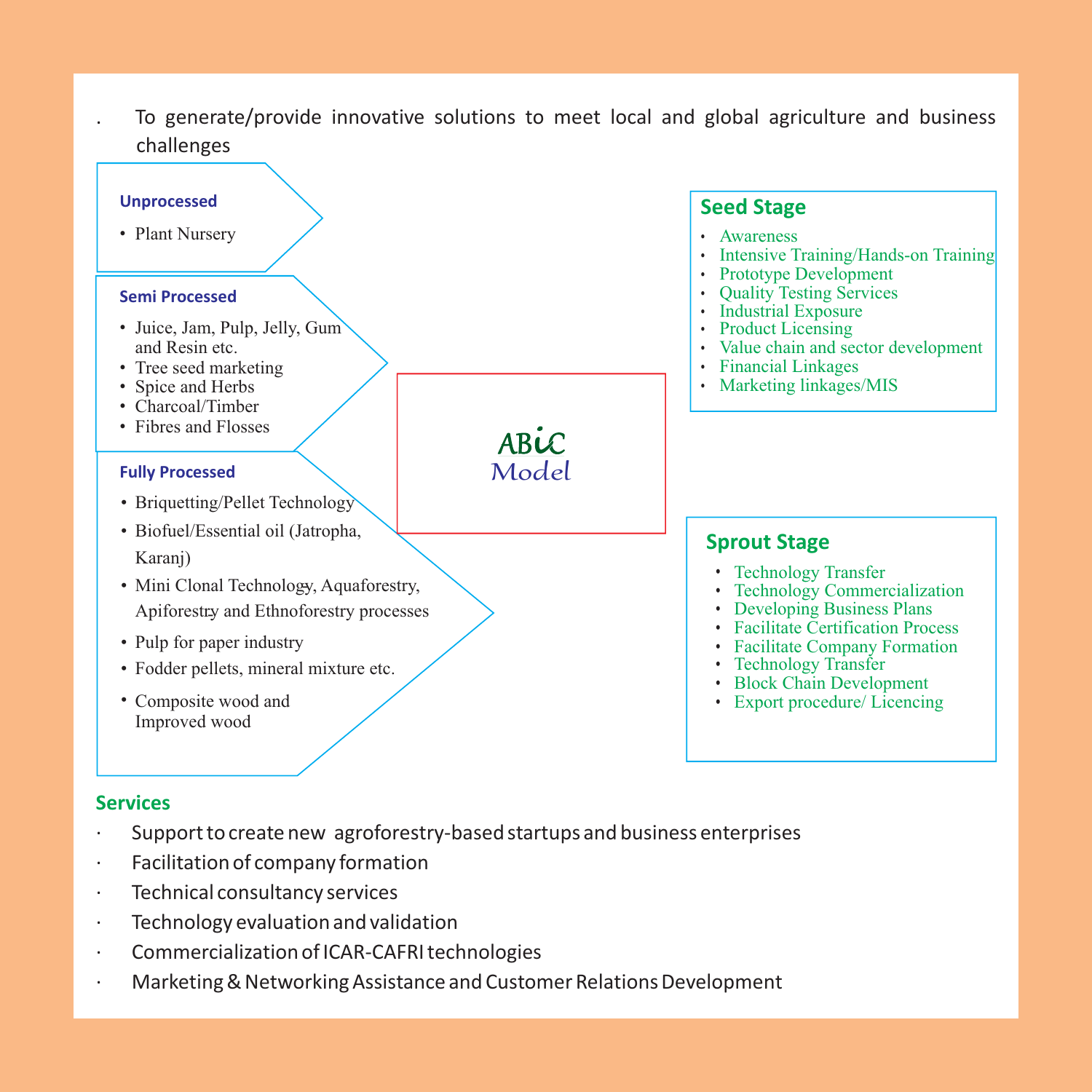- To generate/provide innovative solutions to meet local and global agriculture and business challenges

**Unprocessed**

- Plant Nursery

**Semi Processed**

- Juice, Jam, Pulp, Jelly, Gum and Resin etc.
- Tree seed marketing
- Spice and Herbs
- Charcoal/Timber
- Fibres and Flosses

**Fully Processed**

- Briquetting/Pellet Technology
- Biofuel/Essential oil (Jatropha, Karanj)
- Mini Clonal Technology, Aquaforestry, Apiforestry and Ethnoforestry processes
- Pulp for paper industry
- Fodder pellets, mineral mixture etc.
- Composite wood and Improved wood

ABiC Model

## Seed Stage

- Awareness
- Intensive Training/Hands-on Training
- Prototype Development
- Quality Testing Services
- Industrial Exposure
- Product Licensing
- Value chain and sector development
- Financial Linkages
- Marketing linkages/MIS

## Sprout Stage

- Technology Transfer
- Technology Commercialization
- Developing Business Plans
- Facilitate Certification Process
- Facilitate Company Formation
- Technology Transfer
- Block Chain Development
- Export procedure/ Licencing

## Services

- Support to create new agroforestry-based startups and business enterprises
- Facilitation of company formation
- Technical consultancy services
- Technology evaluation and validation
- Commercialization of ICAR-CAFRI technologies
- Marketing & Networking Assistance and Customer Relations Development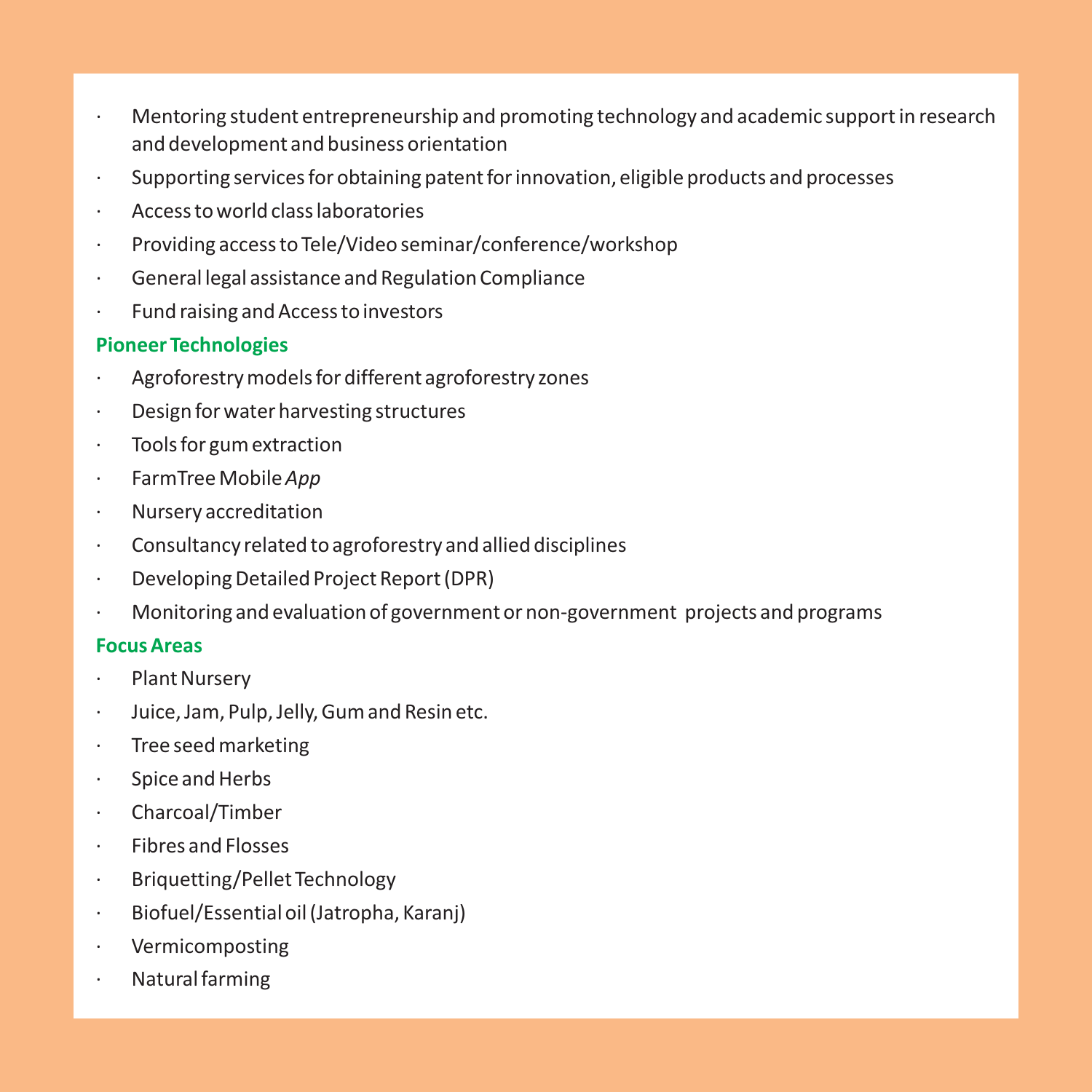- Mentoring student entrepreneurship and promoting technology and academic support in research and development and business orientation
- Supporting services for obtaining patent for innovation, eligible products and processes
- Access to world class laboratories
- Providing access to Tele/Video seminar/conference/workshop
- General legal assistance and Regulation Compliance
- Fund raising and Access to investors

### Pioneer Technologies

- Agroforestry models for different agroforestry zones
- Design for water harvesting structures
- Tools for gum extraction
- FarmTree Mobile *App*
- Nursery accreditation
- Consultancy related to agroforestry and allied disciplines
- Developing Detailed Project Report (DPR)
- Monitoring and evaluation of government or non-government projects and programs

### Focus Areas

- Plant Nursery
- Juice, Jam, Pulp, Jelly, Gum and Resin etc.
- Tree seed marketing
- Spice and Herbs
- Charcoal/Timber
- Fibres and Flosses
- Briquetting/Pellet Technology
- Biofuel/Essential oil (Jatropha, Karanj)
- Vermicomposting
- Natural farming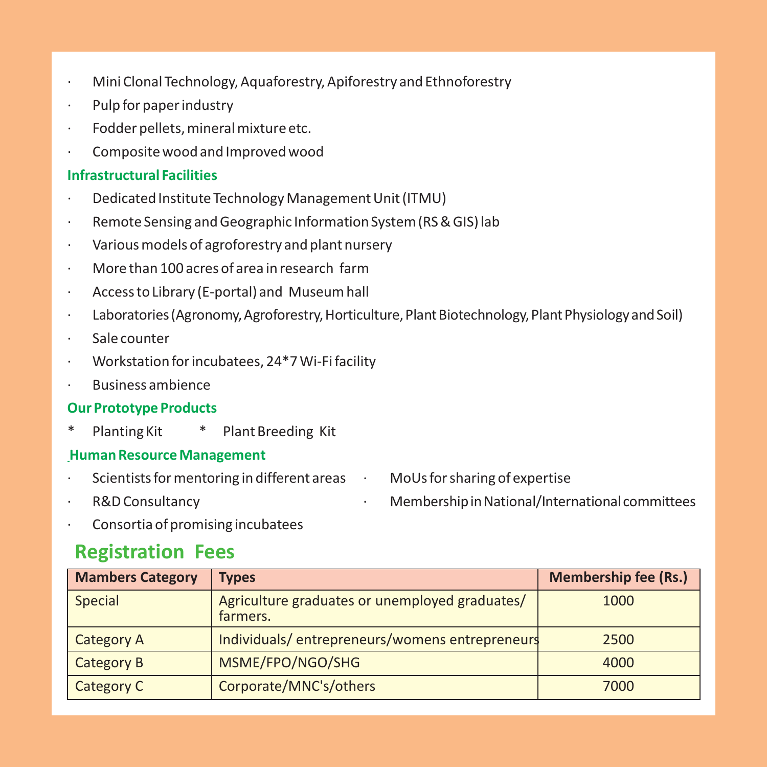- Mini Clonal Technology, Aquaforestry, Apiforestry and Ethnoforestry
- Pulp for paper industry
- Fodder pellets, mineral mixture etc.
- Composite wood and Improved wood

**Infrastructural Facilities**

- Dedicated Institute Technology Management Unit (ITMU)
- Remote Sensing and Geographic Information System (RS & GIS) lab
- Various models of agroforestry and plant nursery
- More than 100 acres of area in research farm
- Access to Library (E-portal) and Museum hall
- Laboratories (Agronomy, Agroforestry, Horticulture, Plant Biotechnology, Plant Physiology and Soil)
- Sale counter
- Workstation for incubatees, 24*7 Wi-Fi facility
- Business ambience

**Our Prototype Products**

* Planting Kit
* Plant Breeding Kit

**Human Resource Management**

- Scientists for mentoring in different areas
- R&D Consultancy
- Consortia of promising incubatees
- MoUs for sharing of expertise
- Membership in National/International committees

## Registration Fees

| Mambers Category | Types | Membership fee (Rs.) |
|---|---|---|
| Special | Agriculture graduates or unemployed graduates/ farmers. | 1000 |
| Category A | Individuals/ entrepreneurs/womens entrepreneurs | 2500 |
| Category B | MSME/FPO/NGO/SHG | 4000 |
| Category C | Corporate/MNC's/others | 7000 |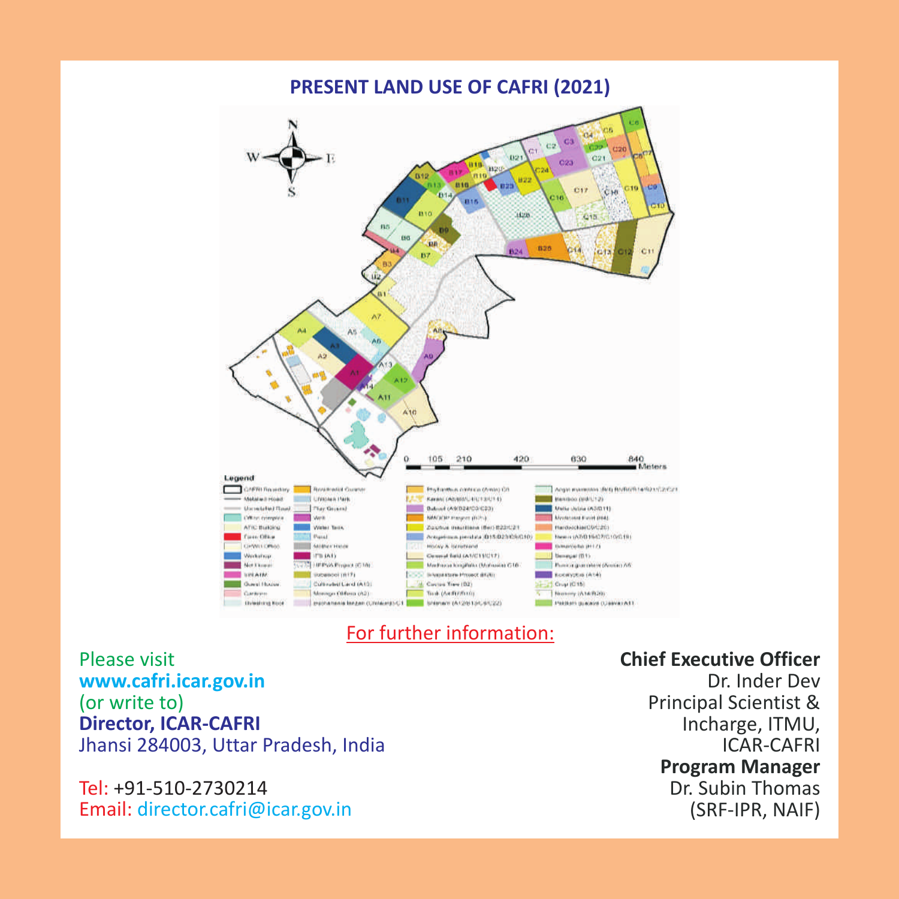## PRESENT LAND USE OF CAFRI (2021)

For further information:

Please visit
**www.cafri.icar.gov.in**
(or write to)
**Director, ICAR-CAFRI**
Jhansi 284003, Uttar Pradesh, India

Tel: +91-510-2730214
Email: director.cafri@icar.gov.in

**Chief Executive Officer**
Dr. Inder Dev
Principal Scientist &
Incharge, ITMU,
ICAR-CAFRI

**Program Manager**
Dr. Subin Thomas
(SRF-IPR, NAIF)